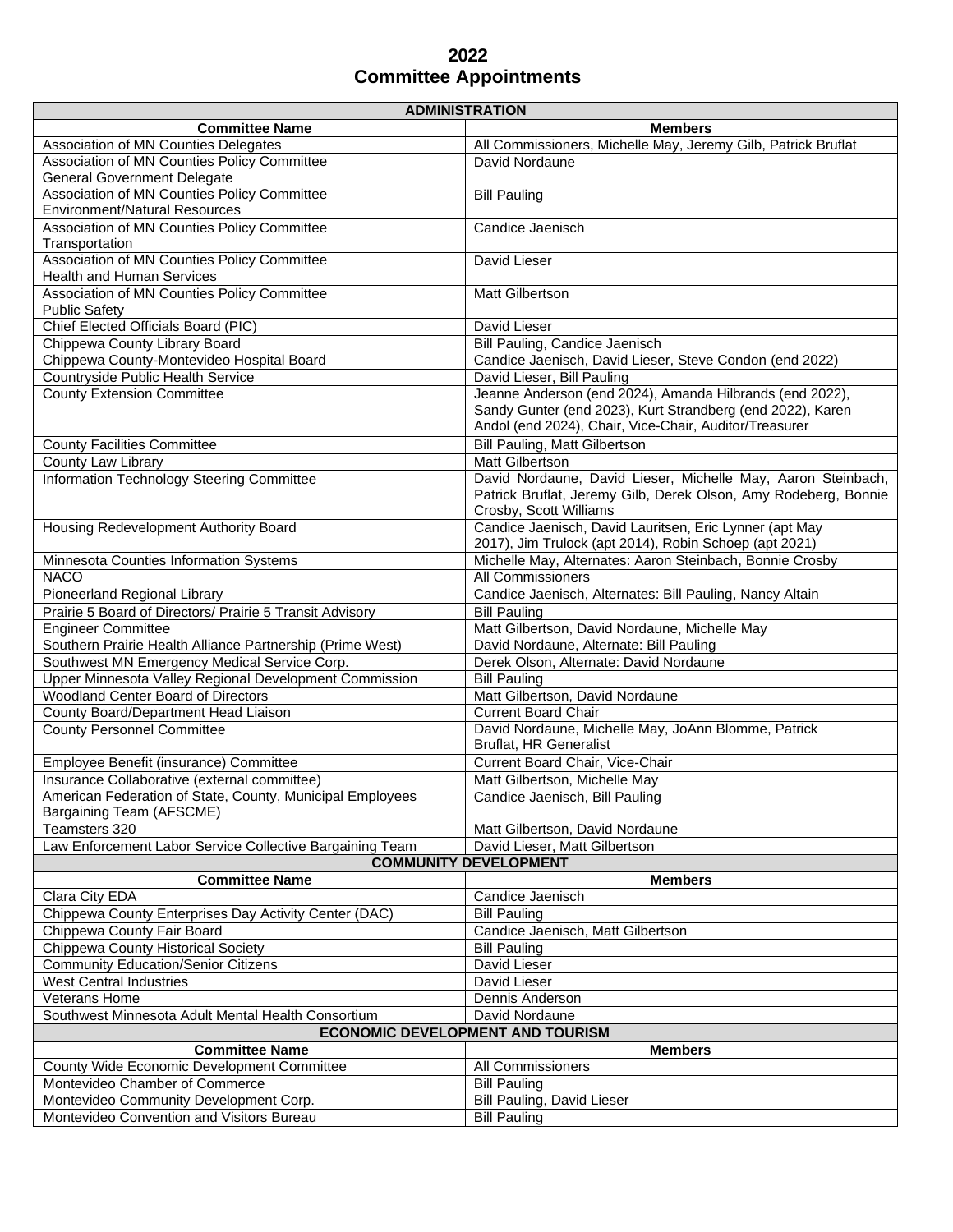# 2022
# Committee Appointments

| ADMINISTRATION | |
|---|---|
| **Committee Name** | **Members** |
| Association of MN Counties Delegates | All Commissioners, Michelle May, Jeremy Gilb, Patrick Bruflat |
| Association of MN Counties Policy Committee General Government Delegate | David Nordaune |
| Association of MN Counties Policy Committee Environment/Natural Resources | Bill Pauling |
| Association of MN Counties Policy Committee Transportation | Candice Jaenisch |
| Association of MN Counties Policy Committee Health and Human Services | David Lieser |
| Association of MN Counties Policy Committee Public Safety | Matt Gilbertson |
| Chief Elected Officials Board (PIC) | David Lieser |
| Chippewa County Library Board | Bill Pauling, Candice Jaenisch |
| Chippewa County-Montevideo Hospital Board | Candice Jaenisch, David Lieser, Steve Condon (end 2022) |
| Countryside Public Health Service | David Lieser, Bill Pauling |
| County Extension Committee | Jeanne Anderson (end 2024), Amanda Hilbrands (end 2022), Sandy Gunter (end 2023), Kurt Strandberg (end 2022), Karen Andol (end 2024), Chair, Vice-Chair, Auditor/Treasurer |
| County Facilities Committee | Bill Pauling, Matt Gilbertson |
| County Law Library | Matt Gilbertson |
| Information Technology Steering Committee | David Nordaune, David Lieser, Michelle May, Aaron Steinbach, Patrick Bruflat, Jeremy Gilb, Derek Olson, Amy Rodeberg, Bonnie Crosby, Scott Williams |
| Housing Redevelopment Authority Board | Candice Jaenisch, David Lauritsen, Eric Lynner (apt May 2017), Jim Trulock (apt 2014), Robin Schoep (apt 2021) |
| Minnesota Counties Information Systems | Michelle May, Alternates: Aaron Steinbach, Bonnie Crosby |
| NACO | All Commissioners |
| Pioneerland Regional Library | Candice Jaenisch, Alternates: Bill Pauling, Nancy Altain |
| Prairie 5 Board of Directors/ Prairie 5 Transit Advisory | Bill Pauling |
| Engineer Committee | Matt Gilbertson, David Nordaune, Michelle May |
| Southern Prairie Health Alliance Partnership (Prime West) | David Nordaune, Alternate: Bill Pauling |
| Southwest MN Emergency Medical Service Corp. | Derek Olson, Alternate: David Nordaune |
| Upper Minnesota Valley Regional Development Commission | Bill Pauling |
| Woodland Center Board of Directors | Matt Gilbertson, David Nordaune |
| County Board/Department Head Liaison | Current Board Chair |
| County Personnel Committee | David Nordaune, Michelle May, JoAnn Blomme, Patrick Bruflat, HR Generalist |
| Employee Benefit (insurance) Committee | Current Board Chair, Vice-Chair |
| Insurance Collaborative (external committee) | Matt Gilbertson, Michelle May |
| American Federation of State, County, Municipal Employees Bargaining Team (AFSCME) | Candice Jaenisch, Bill Pauling |
| Teamsters 320 | Matt Gilbertson, David Nordaune |
| Law Enforcement Labor Service Collective Bargaining Team | David Lieser, Matt Gilbertson |
| **COMMUNITY DEVELOPMENT** | |
| **Committee Name** | **Members** |
| Clara City EDA | Candice Jaenisch |
| Chippewa County Enterprises Day Activity Center (DAC) | Bill Pauling |
| Chippewa County Fair Board | Candice Jaenisch, Matt Gilbertson |
| Chippewa County Historical Society | Bill Pauling |
| Community Education/Senior Citizens | David Lieser |
| West Central Industries | David Lieser |
| Veterans Home | Dennis Anderson |
| Southwest Minnesota Adult Mental Health Consortium | David Nordaune |
| **ECONOMIC DEVELOPMENT AND TOURISM** | |
| **Committee Name** | **Members** |
| County Wide Economic Development Committee | All Commissioners |
| Montevideo Chamber of Commerce | Bill Pauling |
| Montevideo Community Development Corp. | Bill Pauling, David Lieser |
| Montevideo Convention and Visitors Bureau | Bill Pauling |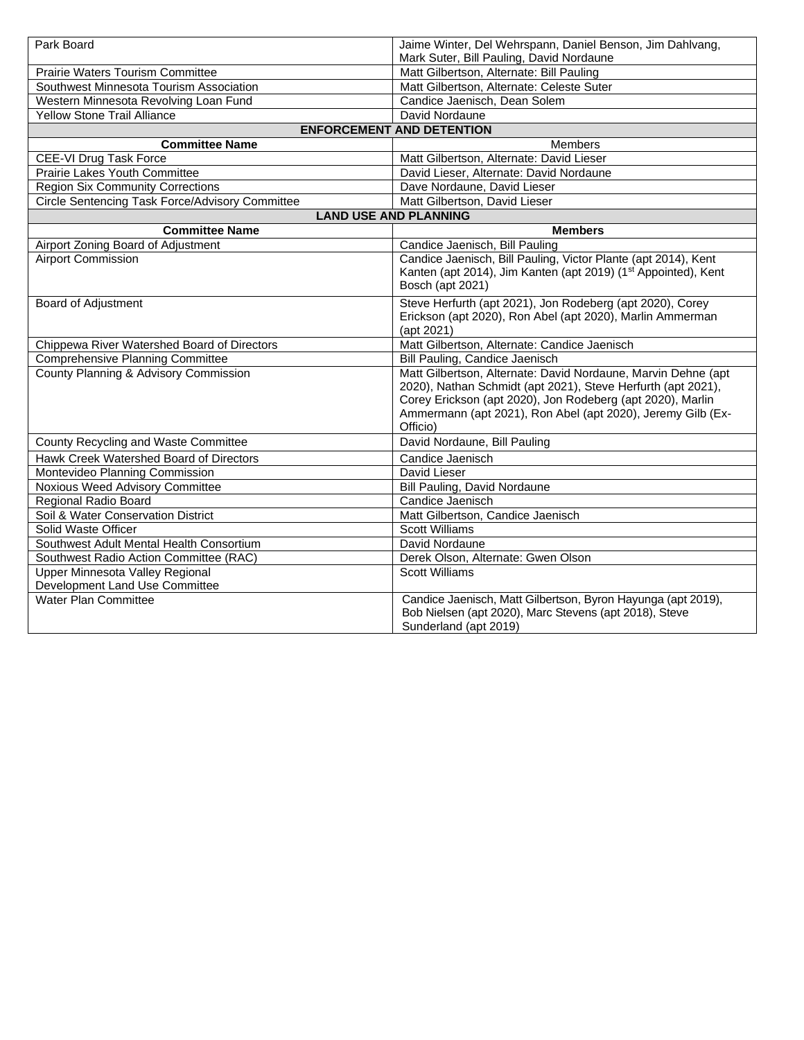| | |
|---|---|
| Park Board | Jaime Winter, Del Wehrspann, Daniel Benson, Jim Dahlvang, Mark Suter, Bill Pauling, David Nordaune |
| Prairie Waters Tourism Committee | Matt Gilbertson, Alternate: Bill Pauling |
| Southwest Minnesota Tourism Association | Matt Gilbertson, Alternate: Celeste Suter |
| Western Minnesota Revolving Loan Fund | Candice Jaenisch, Dean Solem |
| Yellow Stone Trail Alliance | David Nordaune |
| **ENFORCEMENT AND DETENTION** | |
| **Committee Name** | Members |
| CEE-VI Drug Task Force | Matt Gilbertson, Alternate: David Lieser |
| Prairie Lakes Youth Committee | David Lieser, Alternate: David Nordaune |
| Region Six Community Corrections | Dave Nordaune, David Lieser |
| Circle Sentencing Task Force/Advisory Committee | Matt Gilbertson, David Lieser |
| **LAND USE AND PLANNING** | |
| **Committee Name** | **Members** |
| Airport Zoning Board of Adjustment | Candice Jaenisch, Bill Pauling |
| Airport Commission | Candice Jaenisch, Bill Pauling, Victor Plante (apt 2014), Kent Kanten (apt 2014), Jim Kanten (apt 2019) (1st Appointed), Kent Bosch (apt 2021) |
| Board of Adjustment | Steve Herfurth (apt 2021), Jon Rodeberg (apt 2020), Corey Erickson (apt 2020), Ron Abel (apt 2020), Marlin Ammerman (apt 2021) |
| Chippewa River Watershed Board of Directors | Matt Gilbertson, Alternate: Candice Jaenisch |
| Comprehensive Planning Committee | Bill Pauling, Candice Jaenisch |
| County Planning & Advisory Commission | Matt Gilbertson, Alternate: David Nordaune, Marvin Dehne (apt 2020), Nathan Schmidt (apt 2021), Steve Herfurth (apt 2021), Corey Erickson (apt 2020), Jon Rodeberg (apt 2020), Marlin Ammermann (apt 2021), Ron Abel (apt 2020), Jeremy Gilb (Ex-Officio) |
| County Recycling and Waste Committee | David Nordaune, Bill Pauling |
| Hawk Creek Watershed Board of Directors | Candice Jaenisch |
| Montevideo Planning Commission | David Lieser |
| Noxious Weed Advisory Committee | Bill Pauling, David Nordaune |
| Regional Radio Board | Candice Jaenisch |
| Soil & Water Conservation District | Matt Gilbertson, Candice Jaenisch |
| Solid Waste Officer | Scott Williams |
| Southwest Adult Mental Health Consortium | David Nordaune |
| Southwest Radio Action Committee (RAC) | Derek Olson, Alternate: Gwen Olson |
| Upper Minnesota Valley Regional Development Land Use Committee | Scott Williams |
| Water Plan Committee | Candice Jaenisch, Matt Gilbertson, Byron Hayunga (apt 2019), Bob Nielsen (apt 2020), Marc Stevens (apt 2018), Steve Sunderland (apt 2019) |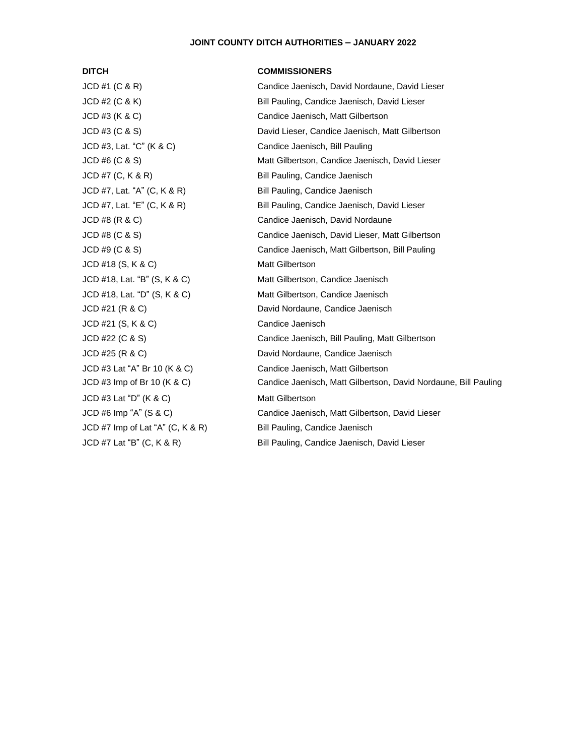**JOINT COUNTY DITCH AUTHORITIES – JANUARY 2022**

| DITCH | COMMISSIONERS |
|---|---|
| JCD #1 (C & R) | Candice Jaenisch, David Nordaune, David Lieser |
| JCD #2 (C & K) | Bill Pauling, Candice Jaenisch, David Lieser |
| JCD #3 (K & C) | Candice Jaenisch, Matt Gilbertson |
| JCD #3 (C & S) | David Lieser, Candice Jaenisch, Matt Gilbertson |
| JCD #3, Lat. "C" (K & C) | Candice Jaenisch, Bill Pauling |
| JCD #6 (C & S) | Matt Gilbertson, Candice Jaenisch, David Lieser |
| JCD #7 (C, K & R) | Bill Pauling, Candice Jaenisch |
| JCD #7, Lat. "A" (C, K & R) | Bill Pauling, Candice Jaenisch |
| JCD #7, Lat. "E" (C, K & R) | Bill Pauling, Candice Jaenisch, David Lieser |
| JCD #8 (R & C) | Candice Jaenisch, David Nordaune |
| JCD #8 (C & S) | Candice Jaenisch, David Lieser, Matt Gilbertson |
| JCD #9 (C & S) | Candice Jaenisch, Matt Gilbertson, Bill Pauling |
| JCD #18 (S, K & C) | Matt Gilbertson |
| JCD #18, Lat. "B" (S, K & C) | Matt Gilbertson, Candice Jaenisch |
| JCD #18, Lat. "D" (S, K & C) | Matt Gilbertson, Candice Jaenisch |
| JCD #21 (R & C) | David Nordaune, Candice Jaenisch |
| JCD #21 (S, K & C) | Candice Jaenisch |
| JCD #22 (C & S) | Candice Jaenisch, Bill Pauling, Matt Gilbertson |
| JCD #25 (R & C) | David Nordaune, Candice Jaenisch |
| JCD #3 Lat "A" Br 10 (K & C) | Candice Jaenisch, Matt Gilbertson |
| JCD #3 Imp of Br 10 (K & C) | Candice Jaenisch, Matt Gilbertson, David Nordaune, Bill Pauling |
| JCD #3 Lat "D" (K & C) | Matt Gilbertson |
| JCD #6 Imp "A" (S & C) | Candice Jaenisch, Matt Gilbertson, David Lieser |
| JCD #7 Imp of Lat "A" (C, K & R) | Bill Pauling, Candice Jaenisch |
| JCD #7 Lat "B" (C, K & R) | Bill Pauling, Candice Jaenisch, David Lieser |